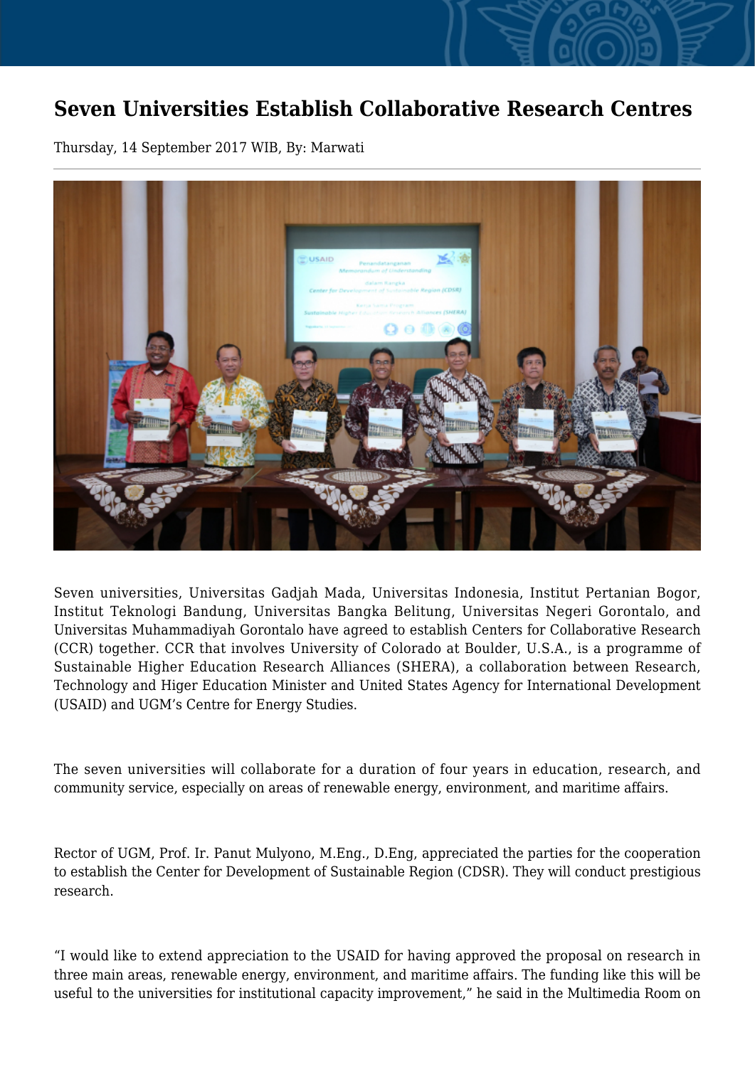# Seven Universities Establish Collaborative Research Centres

Thursday, 14 September 2017 WIB, By: Marwati

Seven universities, Universitas Gadjah Mada, Universitas Indonesia, Institut Pertanian Bogor, Institut Teknologi Bandung, Universitas Bangka Belitung, Universitas Negeri Gorontalo, and Universitas Muhammadiyah Gorontalo have agreed to establish Centers for Collaborative Research (CCR) together. CCR that involves University of Colorado at Boulder, U.S.A., is a programme of Sustainable Higher Education Research Alliances (SHERA), a collaboration between Research, Technology and Higer Education Minister and United States Agency for International Development (USAID) and UGM's Centre for Energy Studies.

The seven universities will collaborate for a duration of four years in education, research, and community service, especially on areas of renewable energy, environment, and maritime affairs.

Rector of UGM, Prof. Ir. Panut Mulyono, M.Eng., D.Eng, appreciated the parties for the cooperation to establish the Center for Development of Sustainable Region (CDSR). They will conduct prestigious research.

"I would like to extend appreciation to the USAID for having approved the proposal on research in three main areas, renewable energy, environment, and maritime affairs. The funding like this will be useful to the universities for institutional capacity improvement," he said in the Multimedia Room on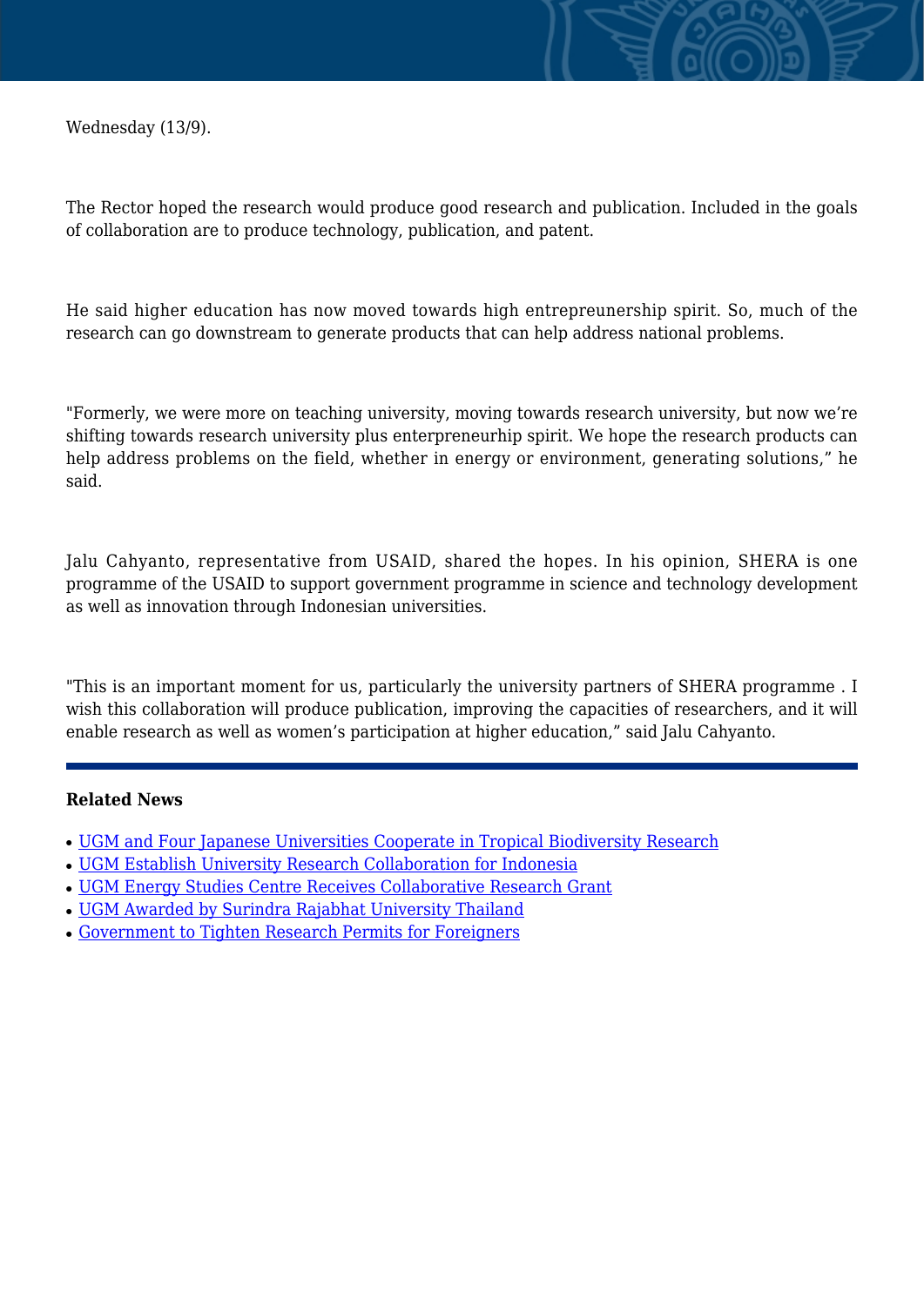Wednesday (13/9).

The Rector hoped the research would produce good research and publication. Included in the goals of collaboration are to produce technology, publication, and patent.

He said higher education has now moved towards high entrepreunership spirit. So, much of the research can go downstream to generate products that can help address national problems.

"Formerly, we were more on teaching university, moving towards research university, but now we're shifting towards research university plus enterpreneurhip spirit. We hope the research products can help address problems on the field, whether in energy or environment, generating solutions," he said.

Jalu Cahyanto, representative from USAID, shared the hopes. In his opinion, SHERA is one programme of the USAID to support government programme in science and technology development as well as innovation through Indonesian universities.

"This is an important moment for us, particularly the university partners of SHERA programme . I wish this collaboration will produce publication, improving the capacities of researchers, and it will enable research as well as women's participation at higher education," said Jalu Cahyanto.

---

**Related News**

- UGM and Four Japanese Universities Cooperate in Tropical Biodiversity Research
- UGM Establish University Research Collaboration for Indonesia
- UGM Energy Studies Centre Receives Collaborative Research Grant
- UGM Awarded by Surindra Rajabhat University Thailand
- Government to Tighten Research Permits for Foreigners